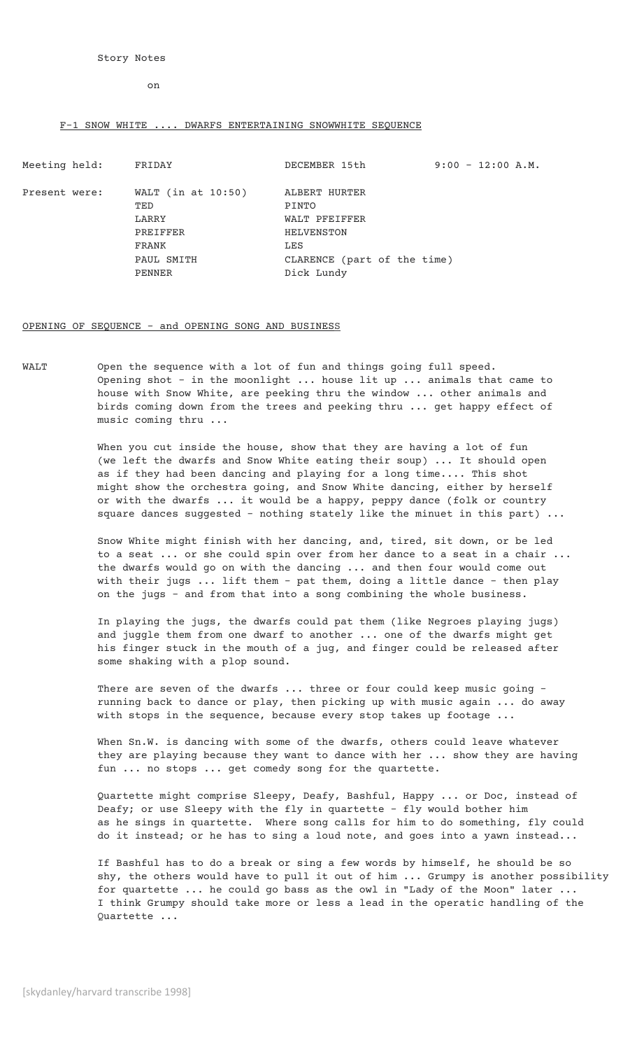Story Notes

on

F-1 SNOW WHITE .... DWARFS ENTERTAINING SNOWWHITE SEQUENCE

| | | | |
|---|---|---|---|
| Meeting held: | FRIDAY | DECEMBER 15th | 9:00 - 12:00 A.M. |
| Present were: | WALT (in at 10:50) | ALBERT HURTER | |
| | TED | PINTO | |
| | LARRY | WALT PFEIFFER | |
| | PREIFFER | HELVENSTON | |
| | FRANK | LES | |
| | PAUL SMITH | CLARENCE (part of the time) | |
| | PENNER | Dick Lundy | |

OPENING OF SEQUENCE - and OPENING SONG AND BUSINESS

WALT Open the sequence with a lot of fun and things going full speed. Opening shot - in the moonlight ... house lit up ... animals that came to house with Snow White, are peeking thru the window ... other animals and birds coming down from the trees and peeking thru ... get happy effect of music coming thru ...

When you cut inside the house, show that they are having a lot of fun (we left the dwarfs and Snow White eating their soup) ... It should open as if they had been dancing and playing for a long time.... This shot might show the orchestra going, and Snow White dancing, either by herself or with the dwarfs ... it would be a happy, peppy dance (folk or country square dances suggested - nothing stately like the minuet in this part) ...

Snow White might finish with her dancing, and, tired, sit down, or be led to a seat ... or she could spin over from her dance to a seat in a chair ... the dwarfs would go on with the dancing ... and then four would come out with their jugs ... lift them - pat them, doing a little dance - then play on the jugs - and from that into a song combining the whole business.

In playing the jugs, the dwarfs could pat them (like Negroes playing jugs) and juggle them from one dwarf to another ... one of the dwarfs might get his finger stuck in the mouth of a jug, and finger could be released after some shaking with a plop sound.

There are seven of the dwarfs ... three or four could keep music going - running back to dance or play, then picking up with music again ... do away with stops in the sequence, because every stop takes up footage ...

When Sn.W. is dancing with some of the dwarfs, others could leave whatever they are playing because they want to dance with her ... show they are having fun ... no stops ... get comedy song for the quartette.

Quartette might comprise Sleepy, Deafy, Bashful, Happy ... or Doc, instead of Deafy; or use Sleepy with the fly in quartette - fly would bother him as he sings in quartette. Where song calls for him to do something, fly could do it instead; or he has to sing a loud note, and goes into a yawn instead...

If Bashful has to do a break or sing a few words by himself, he should be so shy, the others would have to pull it out of him ... Grumpy is another possibility for quartette ... he could go bass as the owl in "Lady of the Moon" later ... I think Grumpy should take more or less a lead in the operatic handling of the Quartette ...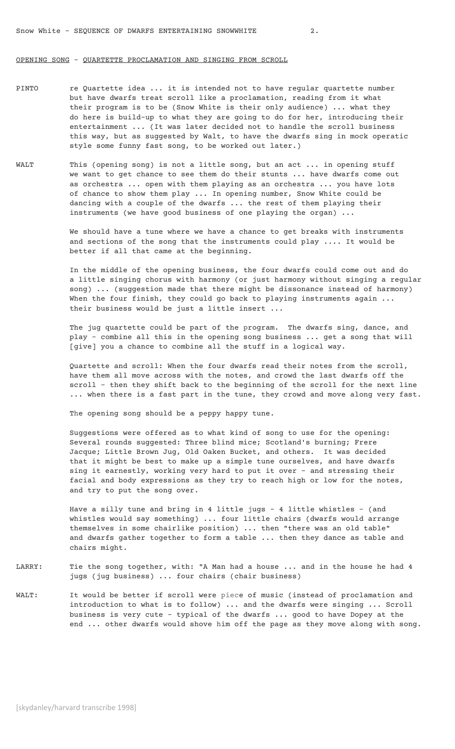OPENING SONG - QUARTETTE PROCLAMATION AND SINGING FROM SCROLL

PINTO re Quartette idea ... it is intended not to have regular quartette number but have dwarfs treat scroll like a proclamation, reading from it what their program is to be (Snow White is their only audience) ... what they do here is build-up to what they are going to do for her, introducing their entertainment ... (It was later decided not to handle the scroll business this way, but as suggested by Walt, to have the dwarfs sing in mock operatic style some funny fast song, to be worked out later.)

WALT This (opening song) is not a little song, but an act ... in opening stuff we want to get chance to see them do their stunts ... have dwarfs come out as orchestra ... open with them playing as an orchestra ... you have lots of chance to show them play ... In opening number, Snow White could be dancing with a couple of the dwarfs ... the rest of them playing their instruments (we have good business of one playing the organ) ...

We should have a tune where we have a chance to get breaks with instruments and sections of the song that the instruments could play .... It would be better if all that came at the beginning.

In the middle of the opening business, the four dwarfs could come out and do a little singing chorus with harmony (or just harmony without singing a regular song) ... (suggestion made that there might be dissonance instead of harmony) When the four finish, they could go back to playing instruments again ... their business would be just a little insert ...

The jug quartette could be part of the program. The dwarfs sing, dance, and play - combine all this in the opening song business ... get a song that will [give] you a chance to combine all the stuff in a logical way.

Quartette and scroll: When the four dwarfs read their notes from the scroll, have them all move across with the notes, and crowd the last dwarfs off the scroll - then they shift back to the beginning of the scroll for the next line ... when there is a fast part in the tune, they crowd and move along very fast.

The opening song should be a peppy happy tune.

Suggestions were offered as to what kind of song to use for the opening: Several rounds suggested: Three blind mice; Scotland's burning; Frere Jacque; Little Brown Jug, Old Oaken Bucket, and others. It was decided that it might be best to make up a simple tune ourselves, and have dwarfs sing it earnestly, working very hard to put it over - and stressing their facial and body expressions as they try to reach high or low for the notes, and try to put the song over.

Have a silly tune and bring in 4 little jugs - 4 little whistles - (and whistles would say something) ... four little chairs (dwarfs would arrange themselves in some chairlike position) ... then "there was an old table" and dwarfs gather together to form a table ... then they dance as table and chairs might.

LARRY: Tie the song together, with: "A Man had a house ... and in the house he had 4 jugs (jug business) ... four chairs (chair business)

WALT: It would be better if scroll were piece of music (instead of proclamation and introduction to what is to follow) ... and the dwarfs were singing ... Scroll business is very cute - typical of the dwarfs ... good to have Dopey at the end ... other dwarfs would shove him off the page as they move along with song.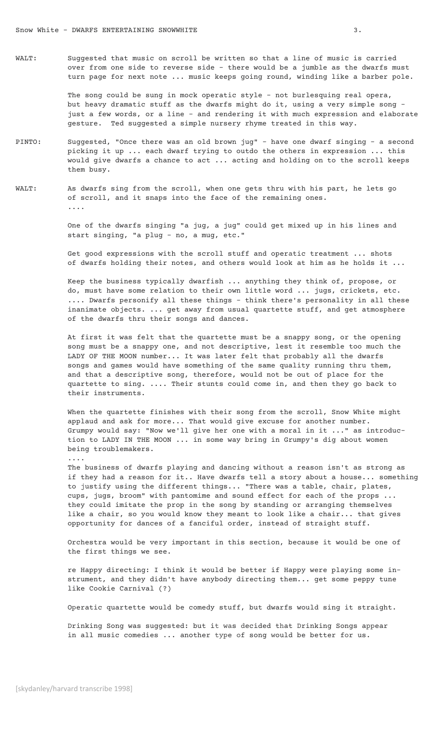WALT: Suggested that music on scroll be written so that a line of music is carried over from one side to reverse side - there would be a jumble as the dwarfs must turn page for next note ... music keeps going round, winding like a barber pole.

The song could be sung in mock operatic style - not burlesquing real opera, but heavy dramatic stuff as the dwarfs might do it, using a very simple song - just a few words, or a line - and rendering it with much expression and elaborate gesture. Ted suggested a simple nursery rhyme treated in this way.

PINTO: Suggested, "Once there was an old brown jug" - have one dwarf singing - a second picking it up ... each dwarf trying to outdo the others in expression ... this would give dwarfs a chance to act ... acting and holding on to the scroll keeps them busy.

WALT: As dwarfs sing from the scroll, when one gets thru with his part, he lets go of scroll, and it snaps into the face of the remaining ones.
....

One of the dwarfs singing "a jug, a jug" could get mixed up in his lines and start singing, "a plug - no, a mug, etc."

Get good expressions with the scroll stuff and operatic treatment ... shots of dwarfs holding their notes, and others would look at him as he holds it ...

Keep the business typically dwarfish ... anything they think of, propose, or do, must have some relation to their own little word ... jugs, crickets, etc. .... Dwarfs personify all these things - think there's personality in all these inanimate objects. ... get away from usual quartette stuff, and get atmosphere of the dwarfs thru their songs and dances.

At first it was felt that the quartette must be a snappy song, or the opening song must be a snappy one, and not descriptive, lest it resemble too much the LADY OF THE MOON number... It was later felt that probably all the dwarfs songs and games would have something of the same quality running thru them, and that a descriptive song, therefore, would not be out of place for the quartette to sing. .... Their stunts could come in, and then they go back to their instruments.

When the quartette finishes with their song from the scroll, Snow White might applaud and ask for more... That would give excuse for another number. Grumpy would say: "Now we'll give her one with a moral in it ..." as introduction to LADY IN THE MOON ... in some way bring in Grumpy's dig about women being troublemakers.
....
The business of dwarfs playing and dancing without a reason isn't as strong as if they had a reason for it.. Have dwarfs tell a story about a house... something to justify using the different things... "There was a table, chair, plates, cups, jugs, broom" with pantomime and sound effect for each of the props ... they could imitate the prop in the song by standing or arranging themselves like a chair, so you would know they meant to look like a chair... that gives opportunity for dances of a fanciful order, instead of straight stuff.

Orchestra would be very important in this section, because it would be one of the first things we see.

re Happy directing: I think it would be better if Happy were playing some instrument, and they didn't have anybody directing them... get some peppy tune like Cookie Carnival (?)

Operatic quartette would be comedy stuff, but dwarfs would sing it straight.

Drinking Song was suggested: but it was decided that Drinking Songs appear in all music comedies ... another type of song would be better for us.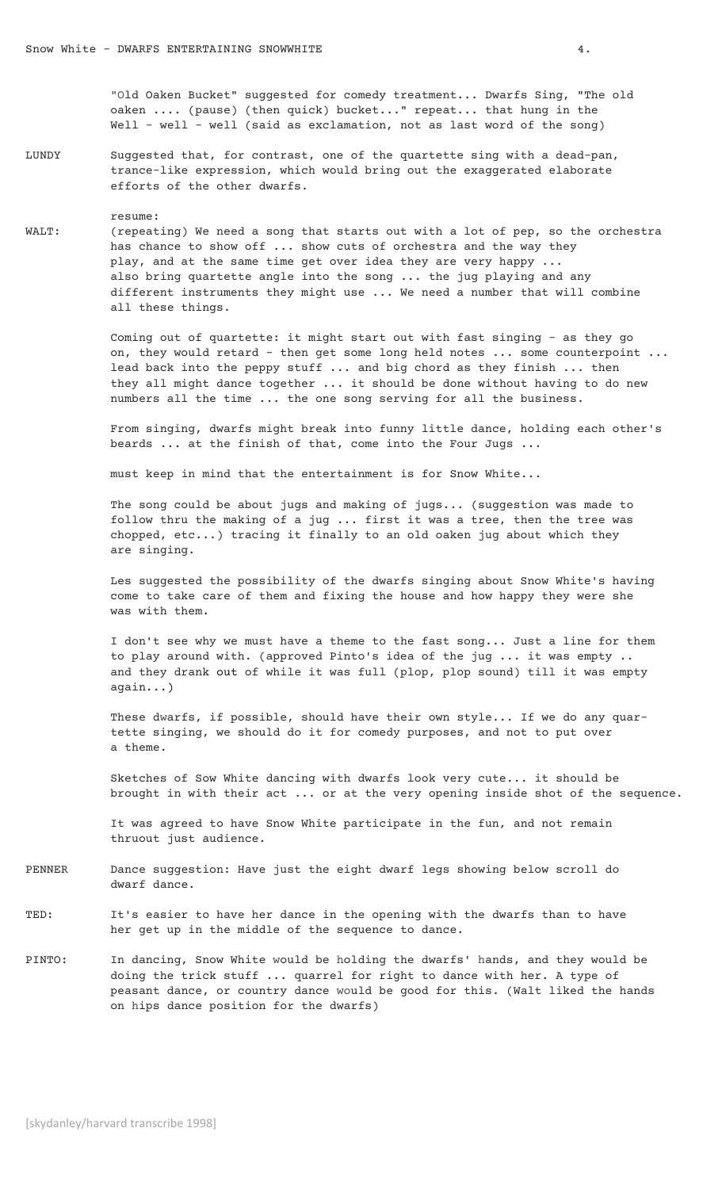"Old Oaken Bucket" suggested for comedy treatment... Dwarfs Sing, "The old oaken .... (pause) (then quick) bucket..." repeat... that hung in the Well - well - well (said as exclamation, not as last word of the song)

**LUNDY** Suggested that, for contrast, one of the quartette sing with a dead-pan, trance-like expression, which would bring out the exaggerated elaborate efforts of the other dwarfs.

resume:

**WALT:** (repeating) We need a song that starts out with a lot of pep, so the orchestra has chance to show off ... show cuts of orchestra and the way they play, and at the same time get over idea they are very happy ... also bring quartette angle into the song ... the jug playing and any different instruments they might use ... We need a number that will combine all these things.

Coming out of quartette: it might start out with fast singing - as they go on, they would retard - then get some long held notes ... some counterpoint ... lead back into the peppy stuff ... and big chord as they finish ... then they all might dance together ... it should be done without having to do new numbers all the time ... the one song serving for all the business.

From singing, dwarfs might break into funny little dance, holding each other's beards ... at the finish of that, come into the Four Jugs ...

must keep in mind that the entertainment is for Snow White...

The song could be about jugs and making of jugs... (suggestion was made to follow thru the making of a jug ... first it was a tree, then the tree was chopped, etc...) tracing it finally to an old oaken jug about which they are singing.

Les suggested the possibility of the dwarfs singing about Snow White's having come to take care of them and fixing the house and how happy they were she was with them.

I don't see why we must have a theme to the fast song... Just a line for them to play around with. (approved Pinto's idea of the jug ... it was empty .. and they drank out of while it was full (plop, plop sound) till it was empty again...)

These dwarfs, if possible, should have their own style... If we do any quartette singing, we should do it for comedy purposes, and not to put over a theme.

Sketches of Sow White dancing with dwarfs look very cute... it should be brought in with their act ... or at the very opening inside shot of the sequence.

It was agreed to have Snow White participate in the fun, and not remain thruout just audience.

**PENNER** Dance suggestion: Have just the eight dwarf legs showing below scroll do dwarf dance.

**TED:** It's easier to have her dance in the opening with the dwarfs than to have her get up in the middle of the sequence to dance.

**PINTO:** In dancing, Snow White would be holding the dwarfs' hands, and they would be doing the trick stuff ... quarrel for right to dance with her. A type of peasant dance, or country dance would be good for this. (Walt liked the hands on hips dance position for the dwarfs)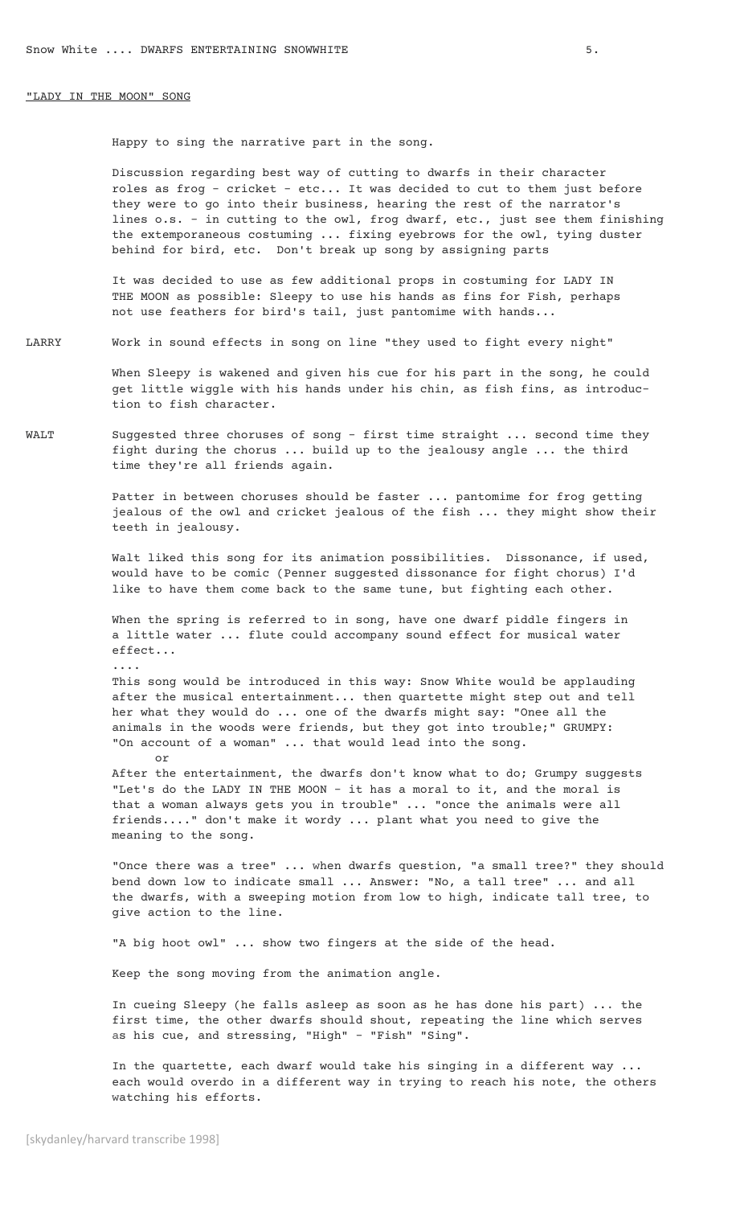"LADY IN THE MOON" SONG

Happy to sing the narrative part in the song.

Discussion regarding best way of cutting to dwarfs in their character roles as frog - cricket - etc... It was decided to cut to them just before they were to go into their business, hearing the rest of the narrator's lines o.s. - in cutting to the owl, frog dwarf, etc., just see them finishing the extemporaneous costuming ... fixing eyebrows for the owl, tying duster behind for bird, etc. Don't break up song by assigning parts

It was decided to use as few additional props in costuming for LADY IN THE MOON as possible: Sleepy to use his hands as fins for Fish, perhaps not use feathers for bird's tail, just pantomime with hands...

LARRY Work in sound effects in song on line "they used to fight every night"

When Sleepy is wakened and given his cue for his part in the song, he could get little wiggle with his hands under his chin, as fish fins, as introduction to fish character.

WALT Suggested three choruses of song - first time straight ... second time they fight during the chorus ... build up to the jealousy angle ... the third time they're all friends again.

Patter in between choruses should be faster ... pantomime for frog getting jealous of the owl and cricket jealous of the fish ... they might show their teeth in jealousy.

Walt liked this song for its animation possibilities. Dissonance, if used, would have to be comic (Penner suggested dissonance for fight chorus) I'd like to have them come back to the same tune, but fighting each other.

When the spring is referred to in song, have one dwarf piddle fingers in a little water ... flute could accompany sound effect for musical water effect...

....

This song would be introduced in this way: Snow White would be applauding after the musical entertainment... then quartette might step out and tell her what they would do ... one of the dwarfs might say: "Onee all the animals in the woods were friends, but they got into trouble;" GRUMPY: "On account of a woman" ... that would lead into the song.

or

After the entertainment, the dwarfs don't know what to do; Grumpy suggests "Let's do the LADY IN THE MOON - it has a moral to it, and the moral is that a woman always gets you in trouble" ... "once the animals were all friends...." don't make it wordy ... plant what you need to give the meaning to the song.

"Once there was a tree" ... when dwarfs question, "a small tree?" they should bend down low to indicate small ... Answer: "No, a tall tree" ... and all the dwarfs, with a sweeping motion from low to high, indicate tall tree, to give action to the line.

"A big hoot owl" ... show two fingers at the side of the head.

Keep the song moving from the animation angle.

In cueing Sleepy (he falls asleep as soon as he has done his part) ... the first time, the other dwarfs should shout, repeating the line which serves as his cue, and stressing, "High" - "Fish" "Sing".

In the quartette, each dwarf would take his singing in a different way ... each would overdo in a different way in trying to reach his note, the others watching his efforts.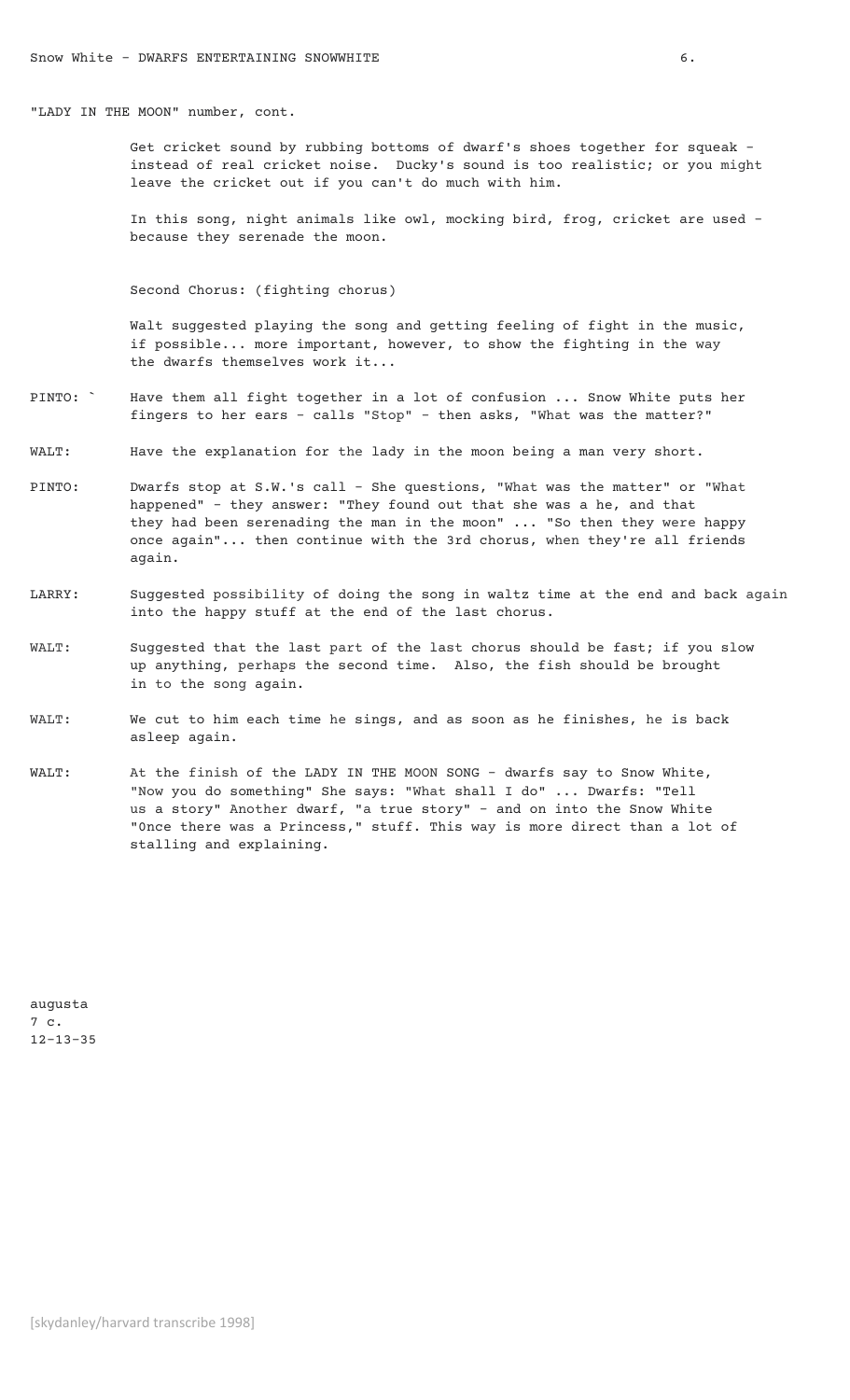"LADY IN THE MOON" number, cont.

Get cricket sound by rubbing bottoms of dwarf's shoes together for squeak - instead of real cricket noise. Ducky's sound is too realistic; or you might leave the cricket out if you can't do much with him.

In this song, night animals like owl, mocking bird, frog, cricket are used - because they serenade the moon.

Second Chorus: (fighting chorus)

Walt suggested playing the song and getting feeling of fight in the music, if possible... more important, however, to show the fighting in the way the dwarfs themselves work it...

PINTO: ` Have them all fight together in a lot of confusion ... Snow White puts her fingers to her ears - calls "Stop" - then asks, "What was the matter?"

WALT: Have the explanation for the lady in the moon being a man very short.

PINTO: Dwarfs stop at S.W.'s call - She questions, "What was the matter" or "What happened" - they answer: "They found out that she was a he, and that they had been serenading the man in the moon" ... "So then they were happy once again"... then continue with the 3rd chorus, when they're all friends again.

LARRY: Suggested possibility of doing the song in waltz time at the end and back again into the happy stuff at the end of the last chorus.

WALT: Suggested that the last part of the last chorus should be fast; if you slow up anything, perhaps the second time. Also, the fish should be brought in to the song again.

WALT: We cut to him each time he sings, and as soon as he finishes, he is back asleep again.

WALT: At the finish of the LADY IN THE MOON SONG - dwarfs say to Snow White, "Now you do something" She says: "What shall I do" ... Dwarfs: "Tell us a story" Another dwarf, "a true story" - and on into the Snow White "Once there was a Princess," stuff. This way is more direct than a lot of stalling and explaining.

augusta
7 c.
12-13-35

[skydanley/harvard transcribe 1998]